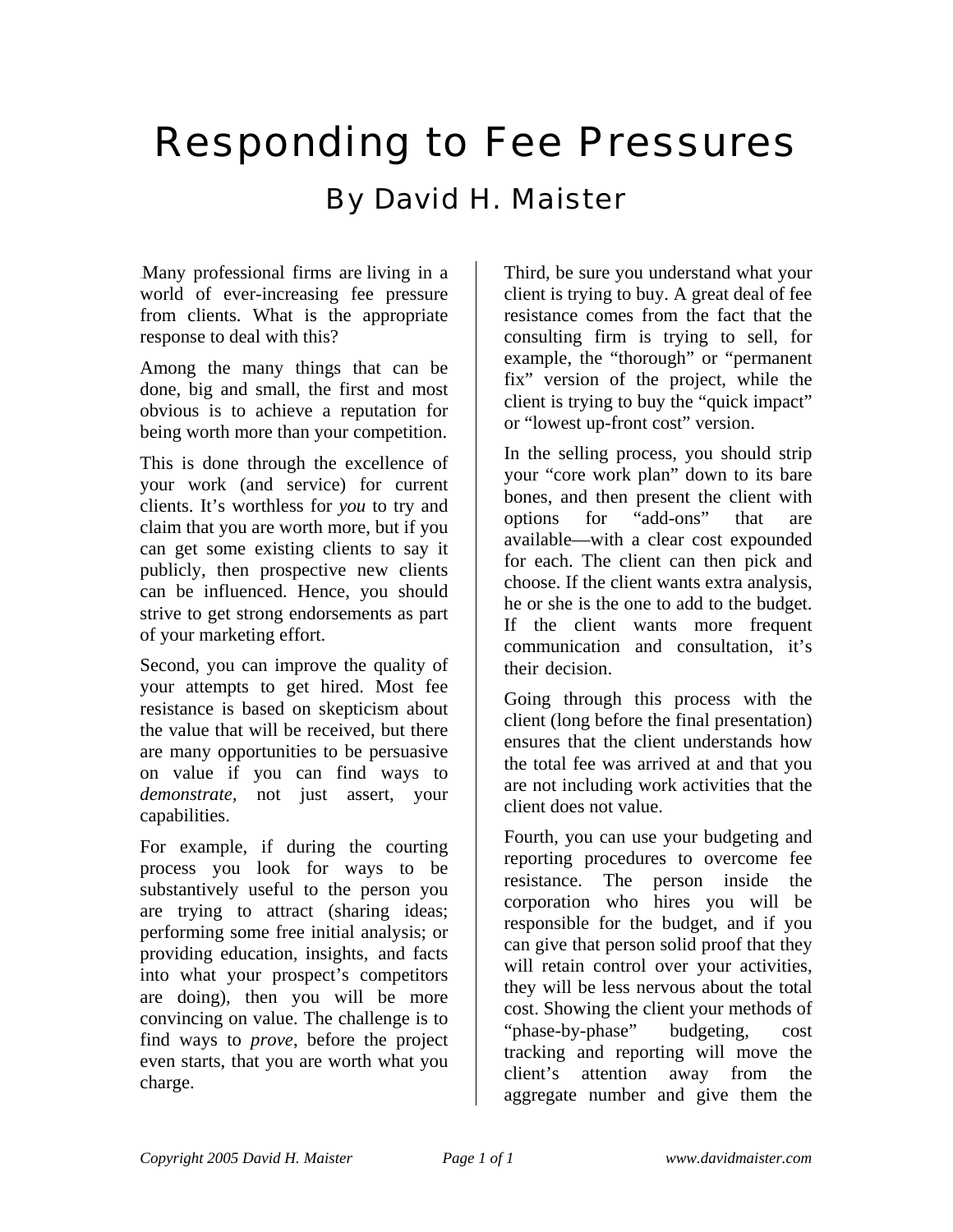# Responding to Fee Pressures

## By David H. Maister

Many professional firms are living in a world of ever-increasing fee pressure from clients. What is the appropriate response to deal with this?

Among the many things that can be done, big and small, the first and most obvious is to achieve a reputation for being worth more than your competition.

This is done through the excellence of your work (and service) for current clients. It's worthless for *you* to try and claim that you are worth more, but if you can get some existing clients to say it publicly, then prospective new clients can be influenced. Hence, you should strive to get strong endorsements as part of your marketing effort.

Second, you can improve the quality of your attempts to get hired. Most fee resistance is based on skepticism about the value that will be received, but there are many opportunities to be persuasive on value if you can find ways to *demonstrate*, not just assert, your capabilities.

For example, if during the courting process you look for ways to be substantively useful to the person you are trying to attract (sharing ideas; performing some free initial analysis; or providing education, insights, and facts into what your prospect's competitors are doing), then you will be more convincing on value. The challenge is to find ways to *prove*, before the project even starts, that you are worth what you charge.

Third, be sure you understand what your client is trying to buy. A great deal of fee resistance comes from the fact that the consulting firm is trying to sell, for example, the "thorough" or "permanent fix" version of the project, while the client is trying to buy the "quick impact" or "lowest up-front cost" version.

In the selling process, you should strip your "core work plan" down to its bare bones, and then present the client with options for "add-ons" that are available—with a clear cost expounded for each. The client can then pick and choose. If the client wants extra analysis, he or she is the one to add to the budget. If the client wants more frequent communication and consultation, it's their decision.

Going through this process with the client (long before the final presentation) ensures that the client understands how the total fee was arrived at and that you are not including work activities that the client does not value.

Fourth, you can use your budgeting and reporting procedures to overcome fee resistance. The person inside the corporation who hires you will be responsible for the budget, and if you can give that person solid proof that they will retain control over your activities, they will be less nervous about the total cost. Showing the client your methods of "phase-by-phase" budgeting, cost tracking and reporting will move the client's attention away from the aggregate number and give them the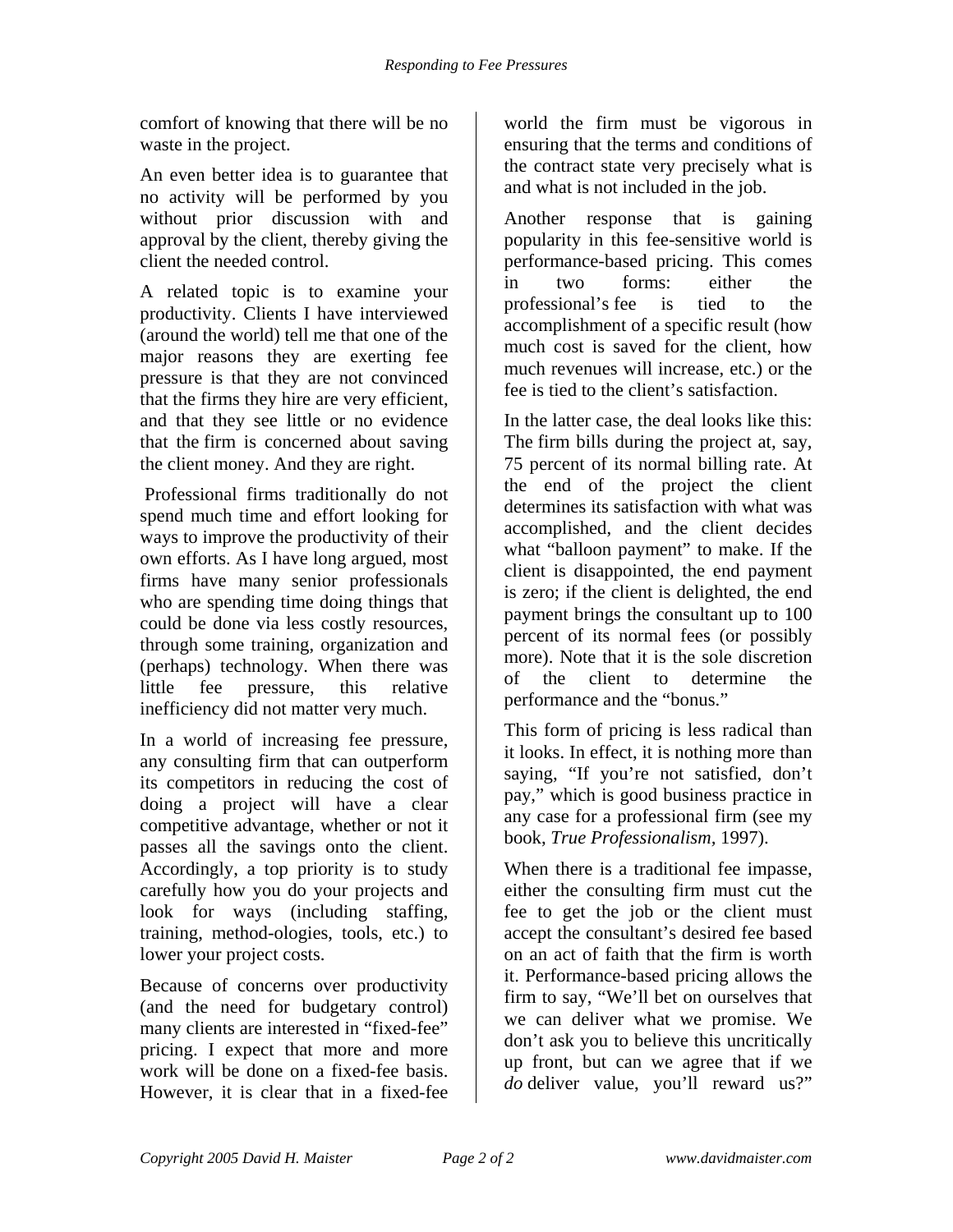comfort of knowing that there will be no waste in the project.

An even better idea is to guarantee that no activity will be performed by you without prior discussion with and approval by the client, thereby giving the client the needed control.

A related topic is to examine your productivity. Clients I have interviewed (around the world) tell me that one of the major reasons they are exerting fee pressure is that they are not convinced that the firms they hire are very efficient, and that they see little or no evidence that the firm is concerned about saving the client money. And they are right.

Professional firms traditionally do not spend much time and effort looking for ways to improve the productivity of their own efforts. As I have long argued, most firms have many senior professionals who are spending time doing things that could be done via less costly resources, through some training, organization and (perhaps) technology. When there was little fee pressure, this relative inefficiency did not matter very much.

In a world of increasing fee pressure, any consulting firm that can outperform its competitors in reducing the cost of doing a project will have a clear competitive advantage, whether or not it passes all the savings onto the client. Accordingly, a top priority is to study carefully how you do your projects and look for ways (including staffing, training, method-ologies, tools, etc.) to lower your project costs.

Because of concerns over productivity (and the need for budgetary control) many clients are interested in "fixed-fee" pricing. I expect that more and more work will be done on a fixed-fee basis. However, it is clear that in a fixed-fee world the firm must be vigorous in ensuring that the terms and conditions of the contract state very precisely what is and what is not included in the job.

Another response that is gaining popularity in this fee-sensitive world is performance-based pricing. This comes in two forms: either the professional's fee is tied to the accomplishment of a specific result (how much cost is saved for the client, how much revenues will increase, etc.) or the fee is tied to the client's satisfaction.

In the latter case, the deal looks like this: The firm bills during the project at, say, 75 percent of its normal billing rate. At the end of the project the client determines its satisfaction with what was accomplished, and the client decides what "balloon payment" to make. If the client is disappointed, the end payment is zero; if the client is delighted, the end payment brings the consultant up to 100 percent of its normal fees (or possibly more). Note that it is the sole discretion of the client to determine the performance and the "bonus."

This form of pricing is less radical than it looks. In effect, it is nothing more than saying, "If you're not satisfied, don't pay," which is good business practice in any case for a professional firm (see my book, *True Professionalism,* 1997).

When there is a traditional fee impasse, either the consulting firm must cut the fee to get the job or the client must accept the consultant's desired fee based on an act of faith that the firm is worth it. Performance-based pricing allows the firm to say, "We'll bet on ourselves that we can deliver what we promise. We don't ask you to believe this uncritically up front, but can we agree that if we *do* deliver value, you'll reward us?"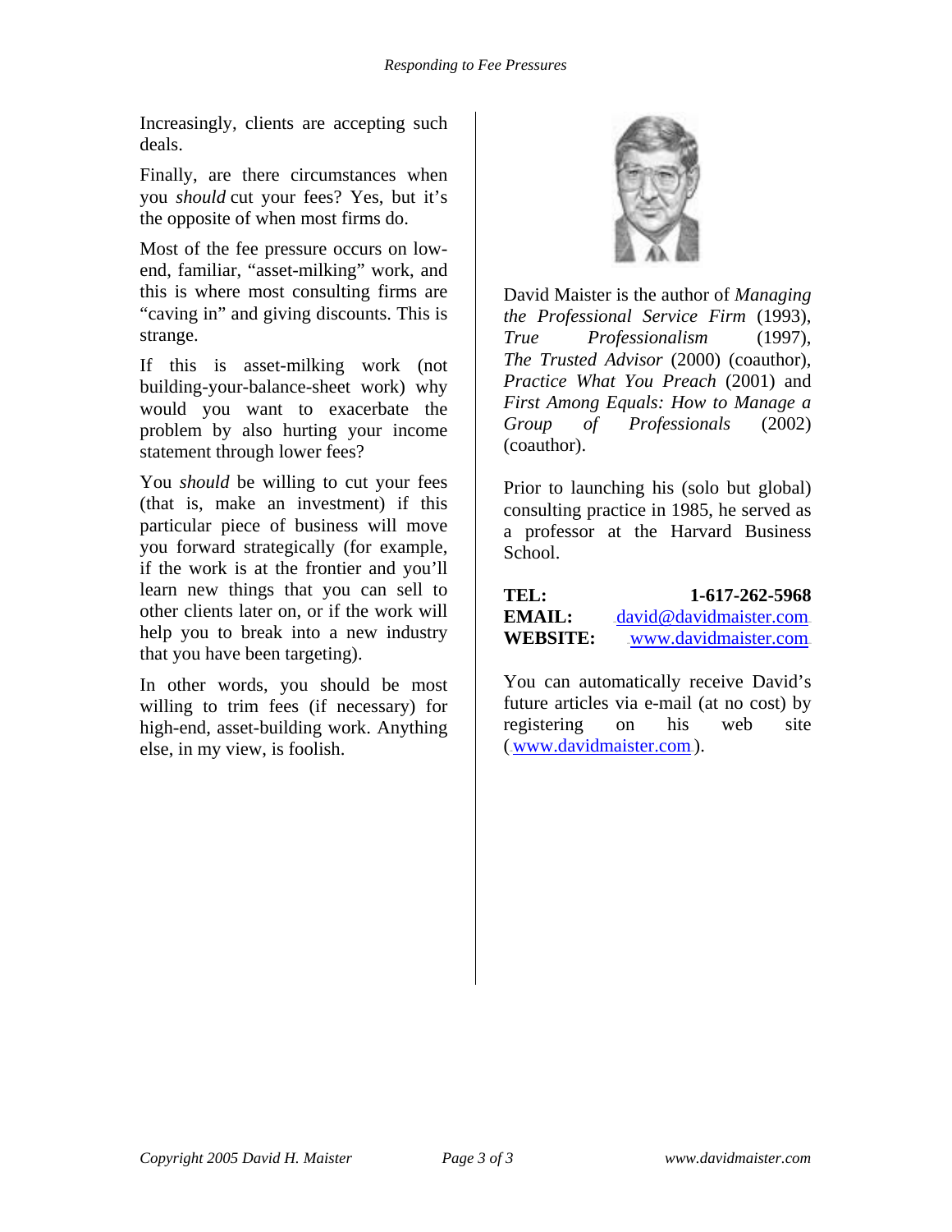Increasingly, clients are accepting such deals.

Finally, are there circumstances when you *should* cut your fees? Yes, but it's the opposite of when most firms do.

Most of the fee pressure occurs on low-end, familiar, "asset-milking" work, and this is where most consulting firms are "caving in" and giving discounts. This is strange.

If this is asset-milking work (not building-your-balance-sheet work) why would you want to exacerbate the problem by also hurting your income statement through lower fees?

You *should* be willing to cut your fees (that is, make an investment) if this particular piece of business will move you forward strategically (for example, if the work is at the frontier and you'll learn new things that you can sell to other clients later on, or if the work will help you to break into a new industry that you have been targeting).

In other words, you should be most willing to trim fees (if necessary) for high-end, asset-building work. Anything else, in my view, is foolish.

David Maister is the author of *Managing the Professional Service Firm* (1993), *True Professionalism* (1997), *The Trusted Advisor* (2000) (coauthor), *Practice What You Preach* (2001) and *First Among Equals: How to Manage a Group of Professionals* (2002) (coauthor).

Prior to launching his (solo but global) consulting practice in 1985, he served as a professor at the Harvard Business School.

**TEL:** **1-617-262-5968**
**EMAIL:** david@davidmaister.com
**WEBSITE:** www.davidmaister.com

You can automatically receive David's future articles via e-mail (at no cost) by registering on his web site (www.davidmaister.com).